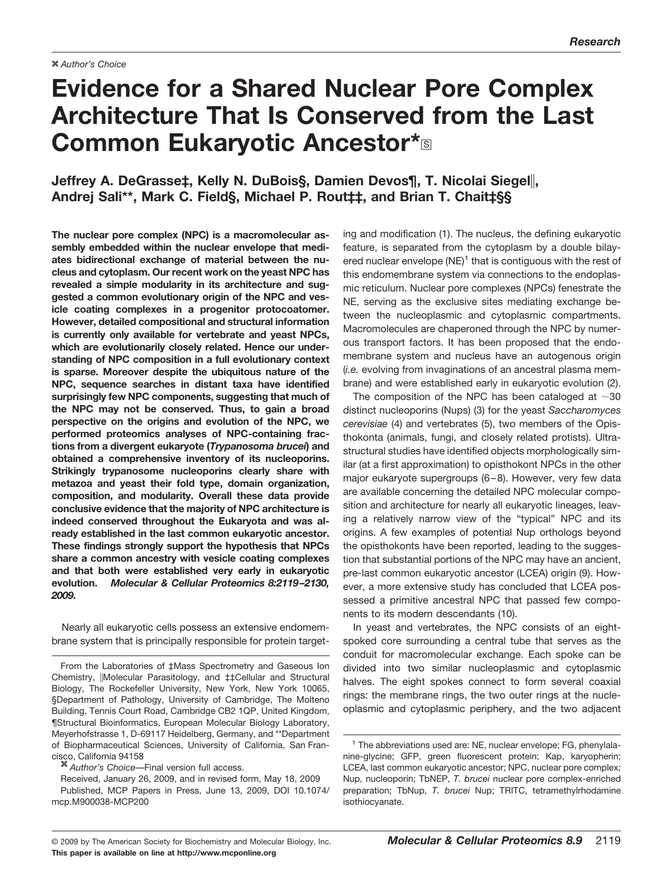Author's Choice

# Evidence for a Shared Nuclear Pore Complex Architecture That Is Conserved from the Last Common Eukaryotic Ancestor*

**Jeffrey A. DeGrasse‡, Kelly N. DuBois§, Damien Devos¶, T. Nicolai Siegel||, Andrej Sali**, Mark C. Field§, Michael P. Rout‡‡, and Brian T. Chait‡§§**

**The nuclear pore complex (NPC) is a macromolecular assembly embedded within the nuclear envelope that mediates bidirectional exchange of material between the nucleus and cytoplasm. Our recent work on the yeast NPC has revealed a simple modularity in its architecture and suggested a common evolutionary origin of the NPC and vesicle coating complexes in a progenitor protocoatomer. However, detailed compositional and structural information is currently only available for vertebrate and yeast NPCs, which are evolutionarily closely related. Hence our understanding of NPC composition in a full evolutionary context is sparse. Moreover despite the ubiquitous nature of the NPC, sequence searches in distant taxa have identified surprisingly few NPC components, suggesting that much of the NPC may not be conserved. Thus, to gain a broad perspective on the origins and evolution of the NPC, we performed proteomics analyses of NPC-containing fractions from a divergent eukaryote (*Trypanosoma brucei*) and obtained a comprehensive inventory of its nucleoporins. Strikingly trypanosome nucleoporins clearly share with metazoa and yeast their fold type, domain organization, composition, and modularity. Overall these data provide conclusive evidence that the majority of NPC architecture is indeed conserved throughout the Eukaryota and was already established in the last common eukaryotic ancestor. These findings strongly support the hypothesis that NPCs share a common ancestry with vesicle coating complexes and that both were established very early in eukaryotic evolution.** ***Molecular & Cellular Proteomics 8:2119–2130, 2009.***

Nearly all eukaryotic cells possess an extensive endomembrane system that is principally responsible for protein targeting and modification (1). The nucleus, the defining eukaryotic feature, is separated from the cytoplasm by a double bilayered nuclear envelope (NE)[1] that is contiguous with the rest of this endomembrane system via connections to the endoplasmic reticulum. Nuclear pore complexes (NPCs) fenestrate the NE, serving as the exclusive sites mediating exchange between the nucleoplasmic and cytoplasmic compartments. Macromolecules are chaperoned through the NPC by numerous transport factors. It has been proposed that the endomembrane system and nucleus have an autogenous origin (*i.e.* evolving from invaginations of an ancestral plasma membrane) and were established early in eukaryotic evolution (2).

The composition of the NPC has been cataloged at ~30 distinct nucleoporins (Nups) (3) for the yeast *Saccharomyces cerevisiae* (4) and vertebrates (5), two members of the Opisthokonta (animals, fungi, and closely related protists). Ultrastructural studies have identified objects morphologically similar (at a first approximation) to opisthokont NPCs in the other major eukaryote supergroups (6–8). However, very few data are available concerning the detailed NPC molecular composition and architecture for nearly all eukaryotic lineages, leaving a relatively narrow view of the "typical" NPC and its origins. A few examples of potential Nup orthologs beyond the opisthokonts have been reported, leading to the suggestion that substantial portions of the NPC may have an ancient, pre-last common eukaryotic ancestor (LCEA) origin (9). However, a more extensive study has concluded that LCEA possessed a primitive ancestral NPC that passed few components to its modern descendants (10).

In yeast and vertebrates, the NPC consists of an eight-spoked core surrounding a central tube that serves as the conduit for macromolecular exchange. Each spoke can be divided into two similar nucleoplasmic and cytoplasmic halves. The eight spokes connect to form several coaxial rings: the membrane rings, the two outer rings at the nucleoplasmic and cytoplasmic periphery, and the two adjacent

From the Laboratories of ‡Mass Spectrometry and Gaseous Ion Chemistry, ||Molecular Parasitology, and ‡‡Cellular and Structural Biology, The Rockefeller University, New York, New York 10065, §Department of Pathology, University of Cambridge, The Molteno Building, Tennis Court Road, Cambridge CB2 1QP, United Kingdom, ¶Structural Bioinformatics, European Molecular Biology Laboratory, Meyerhofstrasse 1, D-69117 Heidelberg, Germany, and **Department of Biopharmaceutical Sciences, University of California, San Francisco, California 94158

Author's Choice—Final version full access.

Received, January 26, 2009, and in revised form, May 18, 2009

Published, MCP Papers in Press, June 13, 2009, DOI 10.1074/mcp.M900038-MCP200

[1] The abbreviations used are: NE, nuclear envelope; FG, phenylalanine-glycine; GFP, green fluorescent protein; Kap, karyopherin; LCEA, last common eukaryotic ancestor; NPC, nuclear pore complex; Nup, nucleoporin; TbNEP, *T. brucei* nuclear pore complex-enriched preparation; TbNup, *T. brucei* Nup; TRITC, tetramethylrhodamine isothiocyanate.

© 2009 by The American Society for Biochemistry and Molecular Biology, Inc.
This paper is available on line at http://www.mcponline.org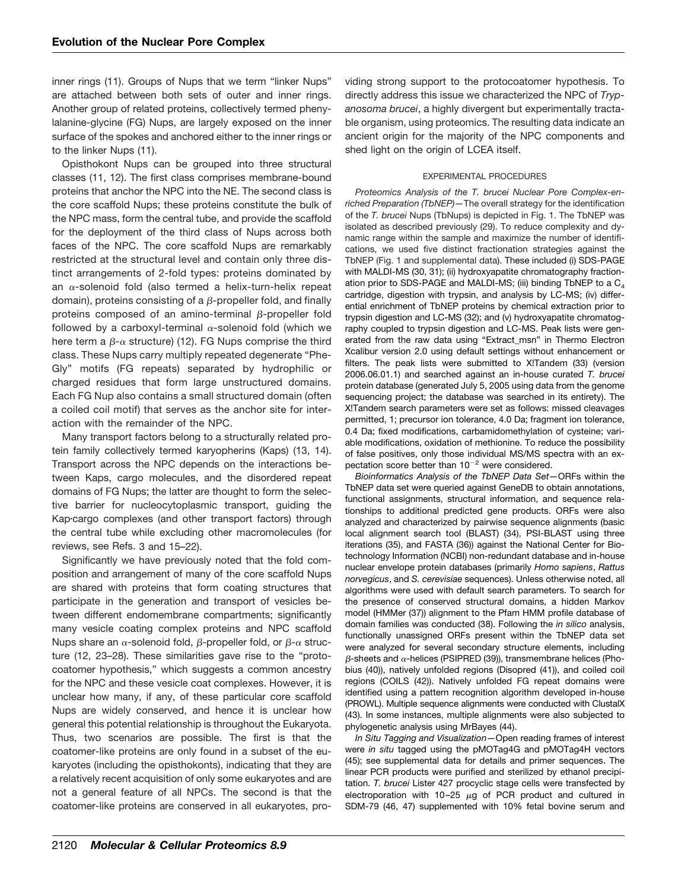inner rings (11). Groups of Nups that we term "linker Nups" are attached between both sets of outer and inner rings. Another group of related proteins, collectively termed phenylalanine-glycine (FG) Nups, are largely exposed on the inner surface of the spokes and anchored either to the inner rings or to the linker Nups (11).

Opisthokont Nups can be grouped into three structural classes (11, 12). The first class comprises membrane-bound proteins that anchor the NPC into the NE. The second class is the core scaffold Nups; these proteins constitute the bulk of the NPC mass, form the central tube, and provide the scaffold for the deployment of the third class of Nups across both faces of the NPC. The core scaffold Nups are remarkably restricted at the structural level and contain only three distinct arrangements of 2-fold types: proteins dominated by an α-solenoid fold (also termed a helix-turn-helix repeat domain), proteins consisting of a β-propeller fold, and finally proteins composed of an amino-terminal β-propeller fold followed by a carboxyl-terminal α-solenoid fold (which we here term a β-α structure) (12). FG Nups comprise the third class. These Nups carry multiply repeated degenerate "Phe-Gly" motifs (FG repeats) separated by hydrophilic or charged residues that form large unstructured domains. Each FG Nup also contains a small structured domain (often a coiled coil motif) that serves as the anchor site for interaction with the remainder of the NPC.

Many transport factors belong to a structurally related protein family collectively termed karyopherins (Kaps) (13, 14). Transport across the NPC depends on the interactions between Kaps, cargo molecules, and the disordered repeat domains of FG Nups; the latter are thought to form the selective barrier for nucleocytoplasmic transport, guiding the Kap·cargo complexes (and other transport factors) through the central tube while excluding other macromolecules (for reviews, see Refs. 3 and 15–22).

Significantly we have previously noted that the fold composition and arrangement of many of the core scaffold Nups are shared with proteins that form coating structures that participate in the generation and transport of vesicles between different endomembrane compartments; significantly many vesicle coating complex proteins and NPC scaffold Nups share an α-solenoid fold, β-propeller fold, or β-α structure (12, 23–28). These similarities gave rise to the "protocoatomer hypothesis," which suggests a common ancestry for the NPC and these vesicle coat complexes. However, it is unclear how many, if any, of these particular core scaffold Nups are widely conserved, and hence it is unclear how general this potential relationship is throughout the Eukaryota. Thus, two scenarios are possible. The first is that the coatomer-like proteins are only found in a subset of the eukaryotes (including the opisthokonts), indicating that they are a relatively recent acquisition of only some eukaryotes and are not a general feature of all NPCs. The second is that the coatomer-like proteins are conserved in all eukaryotes, providing strong support to the protocoatomer hypothesis. To directly address this issue we characterized the NPC of *Trypanosoma brucei*, a highly divergent but experimentally tractable organism, using proteomics. The resulting data indicate an ancient origin for the majority of the NPC components and shed light on the origin of LCEA itself.

## EXPERIMENTAL PROCEDURES

*Proteomics Analysis of the T. brucei Nuclear Pore Complex-enriched Preparation (TbNEP)*—The overall strategy for the identification of the *T. brucei* Nups (TbNups) is depicted in Fig. 1. The TbNEP was isolated as described previously (29). To reduce complexity and dynamic range within the sample and maximize the number of identifications, we used five distinct fractionation strategies against the TbNEP (Fig. 1 and supplemental data). These included (i) SDS-PAGE with MALDI-MS (30, 31); (ii) hydroxyapatite chromatography fractionation prior to SDS-PAGE and MALDI-MS; (iii) binding TbNEP to a $C_4$ cartridge, digestion with trypsin, and analysis by LC-MS; (iv) differential enrichment of TbNEP proteins by chemical extraction prior to trypsin digestion and LC-MS (32); and (v) hydroxyapatite chromatography coupled to trypsin digestion and LC-MS. Peak lists were generated from the raw data using "Extract_msn" in Thermo Electron Xcalibur version 2.0 using default settings without enhancement or filters. The peak lists were submitted to X!Tandem (33) (version 2006.06.01.1) and searched against an in-house curated *T. brucei* protein database (generated July 5, 2005 using data from the genome sequencing project; the database was searched in its entirety). The X!Tandem search parameters were set as follows: missed cleavages permitted, 1; precursor ion tolerance, 4.0 Da; fragment ion tolerance, 0.4 Da; fixed modifications, carbamidomethylation of cysteine; variable modifications, oxidation of methionine. To reduce the possibility of false positives, only those individual MS/MS spectra with an expectation score better than $10^{-2}$ were considered.

*Bioinformatics Analysis of the TbNEP Data Set*—ORFs within the TbNEP data set were queried against GeneDB to obtain annotations, functional assignments, structural information, and sequence relationships to additional predicted gene products. ORFs were also analyzed and characterized by pairwise sequence alignments (basic local alignment search tool (BLAST) (34), PSI-BLAST using three iterations (35), and FASTA (36)) against the National Center for Biotechnology Information (NCBI) non-redundant database and in-house nuclear envelope protein databases (primarily *Homo sapiens*, *Rattus norvegicus*, and *S. cerevisiae* sequences). Unless otherwise noted, all algorithms were used with default search parameters. To search for the presence of conserved structural domains, a hidden Markov model (HMMer (37)) alignment to the Pfam HMM profile database of domain families was conducted (38). Following the *in silico* analysis, functionally unassigned ORFs present within the TbNEP data set were analyzed for several secondary structure elements, including β-sheets and α-helices (PSIPRED (39)), transmembrane helices (Phobius (40)), natively unfolded regions (Disopred (41)), and coiled coil regions (COILS (42)). Natively unfolded FG repeat domains were identified using a pattern recognition algorithm developed in-house (PROWL). Multiple sequence alignments were conducted with ClustalX (43). In some instances, multiple alignments were also subjected to phylogenetic analysis using MrBayes (44).

*In Situ Tagging and Visualization*—Open reading frames of interest were *in situ* tagged using the pMOTag4G and pMOTag4H vectors (45); see supplemental data for details and primer sequences. The linear PCR products were purified and sterilized by ethanol precipitation. *T. brucei* Lister 427 procyclic stage cells were transfected by electroporation with 10–25 μg of PCR product and cultured in SDM-79 (46, 47) supplemented with 10% fetal bovine serum and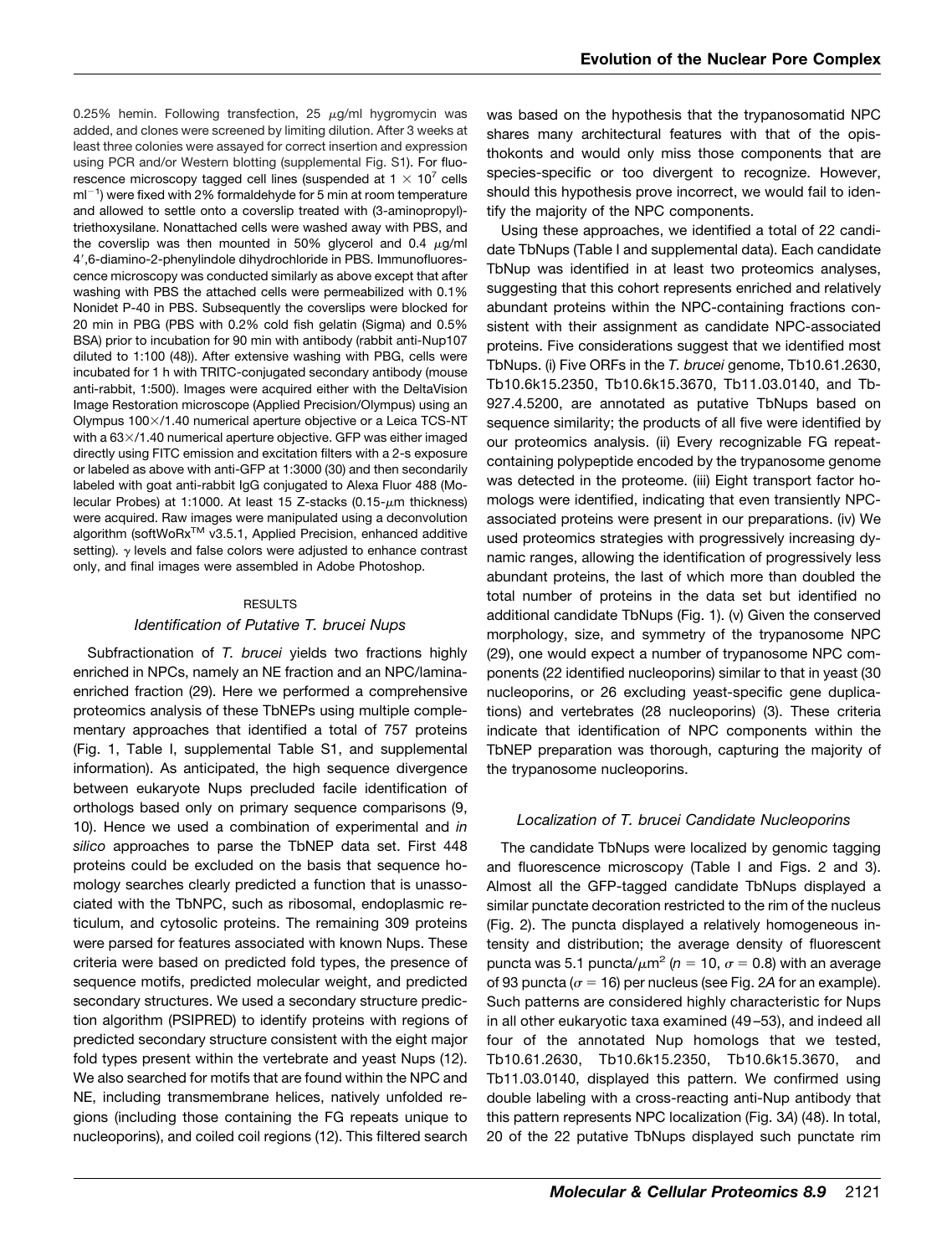0.25% hemin. Following transfection, 25 μg/ml hygromycin was added, and clones were screened by limiting dilution. After 3 weeks at least three colonies were assayed for correct insertion and expression using PCR and/or Western blotting (supplemental Fig. S1). For fluorescence microscopy tagged cell lines (suspended at $1 \times 10^7$ cells $ml^{-1}$) were fixed with 2% formaldehyde for 5 min at room temperature and allowed to settle onto a coverslip treated with (3-aminopropyl)-triethoxysilane. Nonattached cells were washed away with PBS, and the coverslip was then mounted in 50% glycerol and 0.4 μg/ml 4′,6-diamino-2-phenylindole dihydrochloride in PBS. Immunofluorescence microscopy was conducted similarly as above except that after washing with PBS the attached cells were permeabilized with 0.1% Nonidet P-40 in PBS. Subsequently the coverslips were blocked for 20 min in PBG (PBS with 0.2% cold fish gelatin (Sigma) and 0.5% BSA) prior to incubation for 90 min with antibody (rabbit anti-Nup107 diluted to 1:100 (48)). After extensive washing with PBG, cells were incubated for 1 h with TRITC-conjugated secondary antibody (mouse anti-rabbit, 1:500). Images were acquired either with the DeltaVision Image Restoration microscope (Applied Precision/Olympus) using an Olympus 100×/1.40 numerical aperture objective or a Leica TCS-NT with a 63×/1.40 numerical aperture objective. GFP was either imaged directly using FITC emission and excitation filters with a 2-s exposure or labeled as above with anti-GFP at 1:3000 (30) and then secondarily labeled with goat anti-rabbit IgG conjugated to Alexa Fluor 488 (Molecular Probes) at 1:1000. At least 15 Z-stacks (0.15-μm thickness) were acquired. Raw images were manipulated using a deconvolution algorithm (softWoRx™ v3.5.1, Applied Precision, enhanced additive setting). γ levels and false colors were adjusted to enhance contrast only, and final images were assembled in Adobe Photoshop.

## RESULTS

### *Identification of Putative T. brucei Nups*

Subfractionation of *T. brucei* yields two fractions highly enriched in NPCs, namely an NE fraction and an NPC/lamina-enriched fraction (29). Here we performed a comprehensive proteomics analysis of these TbNEPs using multiple complementary approaches that identified a total of 757 proteins (Fig. 1, Table I, supplemental Table S1, and supplemental information). As anticipated, the high sequence divergence between eukaryote Nups precluded facile identification of orthologs based only on primary sequence comparisons (9, 10). Hence we used a combination of experimental and *in silico* approaches to parse the TbNEP data set. First 448 proteins could be excluded on the basis that sequence homology searches clearly predicted a function that is unassociated with the TbNPC, such as ribosomal, endoplasmic reticulum, and cytosolic proteins. The remaining 309 proteins were parsed for features associated with known Nups. These criteria were based on predicted fold types, the presence of sequence motifs, predicted molecular weight, and predicted secondary structures. We used a secondary structure prediction algorithm (PSIPRED) to identify proteins with regions of predicted secondary structure consistent with the eight major fold types present within the vertebrate and yeast Nups (12). We also searched for motifs that are found within the NPC and NE, including transmembrane helices, natively unfolded regions (including those containing the FG repeats unique to nucleoporins), and coiled coil regions (12). This filtered search was based on the hypothesis that the trypanosomatid NPC shares many architectural features with that of the opisthokonts and would only miss those components that are species-specific or too divergent to recognize. However, should this hypothesis prove incorrect, we would fail to identify the majority of the NPC components.

Using these approaches, we identified a total of 22 candidate TbNups (Table I and supplemental data). Each candidate TbNup was identified in at least two proteomics analyses, suggesting that this cohort represents enriched and relatively abundant proteins within the NPC-containing fractions consistent with their assignment as candidate NPC-associated proteins. Five considerations suggest that we identified most TbNups. (i) Five ORFs in the *T. brucei* genome, Tb10.61.2630, Tb10.6k15.2350, Tb10.6k15.3670, Tb11.03.0140, and Tb-927.4.5200, are annotated as putative TbNups based on sequence similarity; the products of all five were identified by our proteomics analysis. (ii) Every recognizable FG repeat-containing polypeptide encoded by the trypanosome genome was detected in the proteome. (iii) Eight transport factor homologs were identified, indicating that even transiently NPC-associated proteins were present in our preparations. (iv) We used proteomics strategies with progressively increasing dynamic ranges, allowing the identification of progressively less abundant proteins, the last of which more than doubled the total number of proteins in the data set but identified no additional candidate TbNups (Fig. 1). (v) Given the conserved morphology, size, and symmetry of the trypanosome NPC (29), one would expect a number of trypanosome NPC components (22 identified nucleoporins) similar to that in yeast (30 nucleoporins, or 26 excluding yeast-specific gene duplications) and vertebrates (28 nucleoporins) (3). These criteria indicate that identification of NPC components within the TbNEP preparation was thorough, capturing the majority of the trypanosome nucleoporins.

### *Localization of T. brucei Candidate Nucleoporins*

The candidate TbNups were localized by genomic tagging and fluorescence microscopy (Table I and Figs. 2 and 3). Almost all the GFP-tagged candidate TbNups displayed a similar punctate decoration restricted to the rim of the nucleus (Fig. 2). The puncta displayed a relatively homogeneous intensity and distribution; the average density of fluorescent puncta was 5.1 puncta/$\mu m^2$ ($n = 10$, $\sigma = 0.8$) with an average of 93 puncta ($\sigma = 16$) per nucleus (see Fig. 2*A* for an example). Such patterns are considered highly characteristic for Nups in all other eukaryotic taxa examined (49–53), and indeed all four of the annotated Nup homologs that we tested, Tb10.61.2630, Tb10.6k15.2350, Tb10.6k15.3670, and Tb11.03.0140, displayed this pattern. We confirmed using double labeling with a cross-reacting anti-Nup antibody that this pattern represents NPC localization (Fig. 3*A*) (48). In total, 20 of the 22 putative TbNups displayed such punctate rim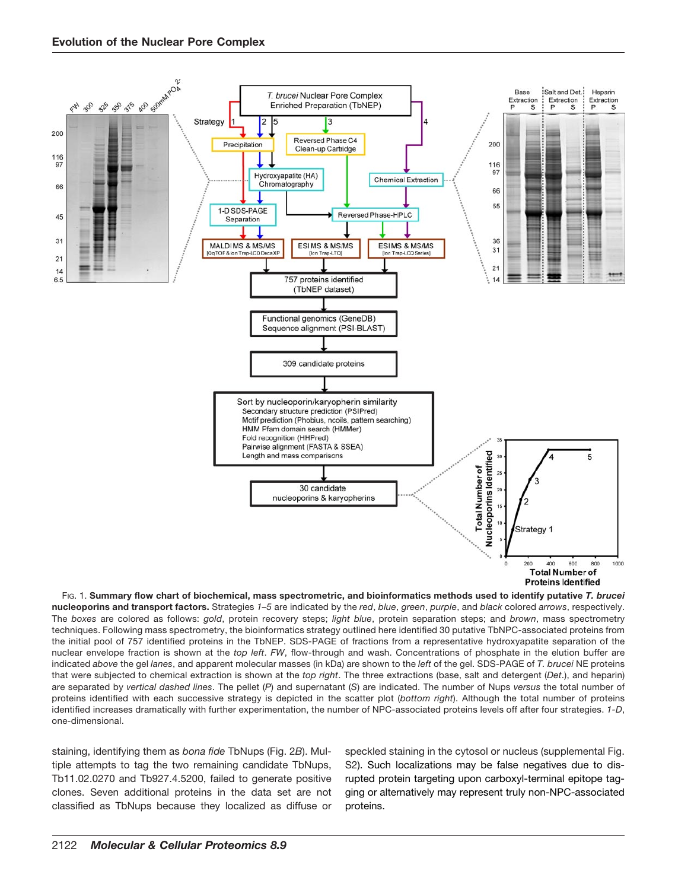FIG. 1. **Summary flow chart of biochemical, mass spectrometric, and bioinformatics methods used to identify putative *T. brucei* nucleoporins and transport factors.** Strategies *1–5* are indicated by the *red*, *blue*, *green*, *purple*, and *black* colored *arrows*, respectively. The *boxes* are colored as follows: *gold*, protein recovery steps; *light blue*, protein separation steps; and *brown*, mass spectrometry techniques. Following mass spectrometry, the bioinformatics strategy outlined here identified 30 putative TbNPC-associated proteins from the initial pool of 757 identified proteins in the TbNEP. SDS-PAGE of fractions from a representative hydroxyapatite separation of the nuclear envelope fraction is shown at the *top left*. *FW*, flow-through and wash. Concentrations of phosphate in the elution buffer are indicated *above* the gel *lanes*, and apparent molecular masses (in kDa) are shown to the *left* of the gel. SDS-PAGE of *T. brucei* NE proteins that were subjected to chemical extraction is shown at the *top right*. The three extractions (base, salt and detergent (*Det.*), and heparin) are separated by *vertical dashed lines*. The pellet (*P*) and supernatant (*S*) are indicated. The number of Nups *versus* the total number of proteins identified with each successive strategy is depicted in the scatter plot (*bottom right*). Although the total number of proteins identified increases dramatically with further experimentation, the number of NPC-associated proteins levels off after four strategies. *1-D*, one-dimensional.

staining, identifying them as *bona fide* TbNups (Fig. 2*B*). Multiple attempts to tag the two remaining candidate TbNups, Tb11.02.0270 and Tb927.4.5200, failed to generate positive clones. Seven additional proteins in the data set are not classified as TbNups because they localized as diffuse or speckled staining in the cytosol or nucleus (supplemental Fig. S2). Such localizations may be false negatives due to disrupted protein targeting upon carboxyl-terminal epitope tagging or alternatively may represent truly non-NPC-associated proteins.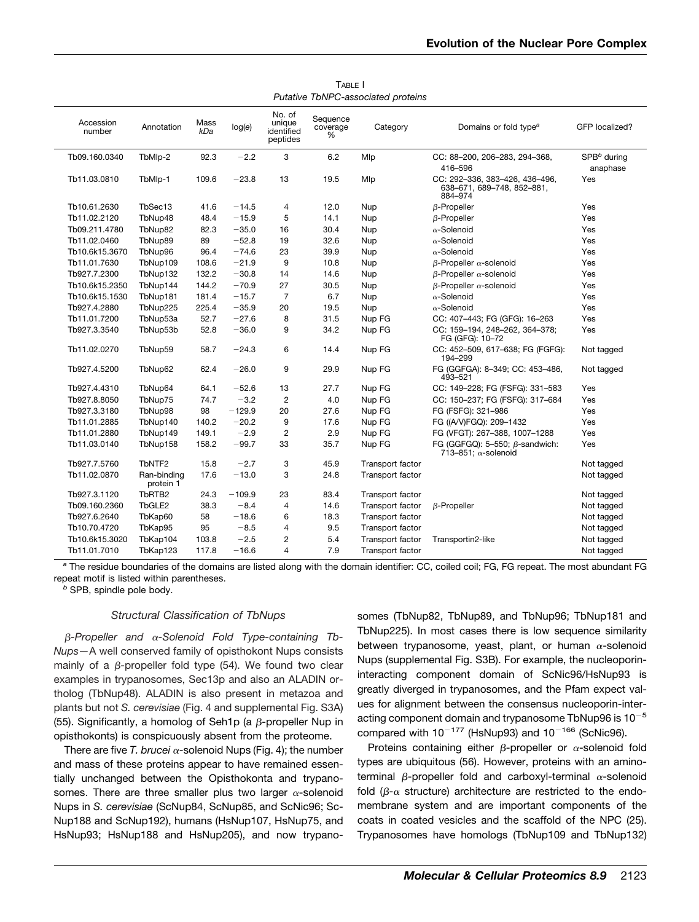TABLE I
*Putative TbNPC-associated proteins*

| Accession number | Annotation | Mass kDa | log(e) | No. of unique identified peptides | Sequence coverage % | Category | Domains or fold type[a] | GFP localized? |
|---|---|---|---|---|---|---|---|---|
| Tb09.160.0340 | TbMlp-2 | 92.3 | −2.2 | 3 | 6.2 | Mlp | CC: 88–200, 206–283, 294–368, 416–596 | SPB[b] during anaphase |
| Tb11.03.0810 | TbMlp-1 | 109.6 | −23.8 | 13 | 19.5 | Mlp | CC: 292–336, 383–426, 436–496, 638–671, 689–748, 852–881, 884–974 | Yes |
| Tb10.61.2630 | TbSec13 | 41.6 | −14.5 | 4 | 12.0 | Nup | β-Propeller | Yes |
| Tb11.02.2120 | TbNup48 | 48.4 | −15.9 | 5 | 14.1 | Nup | β-Propeller | Yes |
| Tb09.211.4780 | TbNup82 | 82.3 | −35.0 | 16 | 30.4 | Nup | α-Solenoid | Yes |
| Tb11.02.0460 | TbNup89 | 89 | −52.8 | 19 | 32.6 | Nup | α-Solenoid | Yes |
| Tb10.6k15.3670 | TbNup96 | 96.4 | −74.6 | 23 | 39.9 | Nup | α-Solenoid | Yes |
| Tb11.01.7630 | TbNup109 | 108.6 | −21.9 | 9 | 10.8 | Nup | β-Propeller α-solenoid | Yes |
| Tb927.7.2300 | TbNup132 | 132.2 | −30.8 | 14 | 14.6 | Nup | β-Propeller α-solenoid | Yes |
| Tb10.6k15.2350 | TbNup144 | 144.2 | −70.9 | 27 | 30.5 | Nup | β-Propeller α-solenoid | Yes |
| Tb10.6k15.1530 | TbNup181 | 181.4 | −15.7 | 7 | 6.7 | Nup | α-Solenoid | Yes |
| Tb927.4.2880 | TbNup225 | 225.4 | −35.9 | 20 | 19.5 | Nup | α-Solenoid | Yes |
| Tb11.01.7200 | TbNup53a | 52.7 | −27.6 | 8 | 31.5 | Nup FG | CC: 407–443; FG (GFG): 16–263 | Yes |
| Tb927.3.3540 | TbNup53b | 52.8 | −36.0 | 9 | 34.2 | Nup FG | CC: 159–194, 248–262, 364–378; FG (GFG): 10–72 | Yes |
| Tb11.02.0270 | TbNup59 | 58.7 | −24.3 | 6 | 14.4 | Nup FG | CC: 452–509, 617–638; FG (FGFG): 194–299 | Not tagged |
| Tb927.4.5200 | TbNup62 | 62.4 | −26.0 | 9 | 29.9 | Nup FG | FG (GGFGA): 8–349; CC: 453–486, 493–521 | Not tagged |
| Tb927.4.4310 | TbNup64 | 64.1 | −52.6 | 13 | 27.7 | Nup FG | CC: 149–228; FG (FSFG): 331–583 | Yes |
| Tb927.8.8050 | TbNup75 | 74.7 | −3.2 | 2 | 4.0 | Nup FG | CC: 150–237; FG (FSFG): 317–684 | Yes |
| Tb927.3.3180 | TbNup98 | 98 | −129.9 | 20 | 27.6 | Nup FG | FG (FSFG): 321–986 | Yes |
| Tb11.01.2885 | TbNup140 | 140.2 | −20.2 | 9 | 17.6 | Nup FG | FG ((A/V)FGQ): 209–1432 | Yes |
| Tb11.01.2880 | TbNup149 | 149.1 | −2.9 | 2 | 2.9 | Nup FG | FG (VFGT): 267–388, 1007–1288 | Yes |
| Tb11.03.0140 | TbNup158 | 158.2 | −99.7 | 33 | 35.7 | Nup FG | FG (GGFGQ): 5–550; β-sandwich: 713–851; α-solenoid | Yes |
| Tb927.7.5760 | TbNTF2 | 15.8 | −2.7 | 3 | 45.9 | Transport factor | | Not tagged |
| Tb11.02.0870 | Ran-binding protein 1 | 17.6 | −13.0 | 3 | 24.8 | Transport factor | | Not tagged |
| Tb927.3.1120 | TbRTB2 | 24.3 | −109.9 | 23 | 83.4 | Transport factor | | Not tagged |
| Tb09.160.2360 | TbGLE2 | 38.3 | −8.4 | 4 | 14.6 | Transport factor | β-Propeller | Not tagged |
| Tb927.6.2640 | TbKap60 | 58 | −18.6 | 6 | 18.3 | Transport factor | | Not tagged |
| Tb10.70.4720 | TbKap95 | 95 | −8.5 | 4 | 9.5 | Transport factor | | Not tagged |
| Tb10.6k15.3020 | TbKap104 | 103.8 | −2.5 | 2 | 5.4 | Transport factor | Transportin2-like | Not tagged |
| Tb11.01.7010 | TbKap123 | 117.8 | −16.6 | 4 | 7.9 | Transport factor | | Not tagged |

[a] The residue boundaries of the domains are listed along with the domain identifier: CC, coiled coil; FG, FG repeat. The most abundant FG repeat motif is listed within parentheses.
[b] SPB, spindle pole body.

### *Structural Classification of TbNups*

*β-Propeller and α-Solenoid Fold Type-containing TbNups*—A well conserved family of opisthokont Nups consists mainly of a β-propeller fold type (54). We found two clear examples in trypanosomes, Sec13p and also an ALADIN ortholog (TbNup48). ALADIN is also present in metazoa and plants but not *S. cerevisiae* (Fig. 4 and supplemental Fig. S3A) (55). Significantly, a homolog of Seh1p (a β-propeller Nup in opisthokonts) is conspicuously absent from the proteome.

There are five *T. brucei* α-solenoid Nups (Fig. 4); the number and mass of these proteins appear to have remained essentially unchanged between the Opisthokonta and trypanosomes. There are three smaller plus two larger α-solenoid Nups in *S. cerevisiae* (ScNup84, ScNup85, and ScNic96; ScNup188 and ScNup192), humans (HsNup107, HsNup75, and HsNup93; HsNup188 and HsNup205), and now trypanosomes (TbNup82, TbNup89, and TbNup96; TbNup181 and TbNup225). In most cases there is low sequence similarity between trypanosome, yeast, plant, or human α-solenoid Nups (supplemental Fig. S3B). For example, the nucleoporin-interacting component domain of ScNic96/HsNup93 is greatly diverged in trypanosomes, and the Pfam expect values for alignment between the consensus nucleoporin-interacting component domain and trypanosome TbNup96 is $10^{-5}$ compared with $10^{-177}$ (HsNup93) and $10^{-166}$ (ScNic96).

Proteins containing either β-propeller or α-solenoid fold types are ubiquitous (56). However, proteins with an amino-terminal β-propeller fold and carboxyl-terminal α-solenoid fold (β-α structure) architecture are restricted to the endomembrane system and are important components of the coats in coated vesicles and the scaffold of the NPC (25). Trypanosomes have homologs (TbNup109 and TbNup132)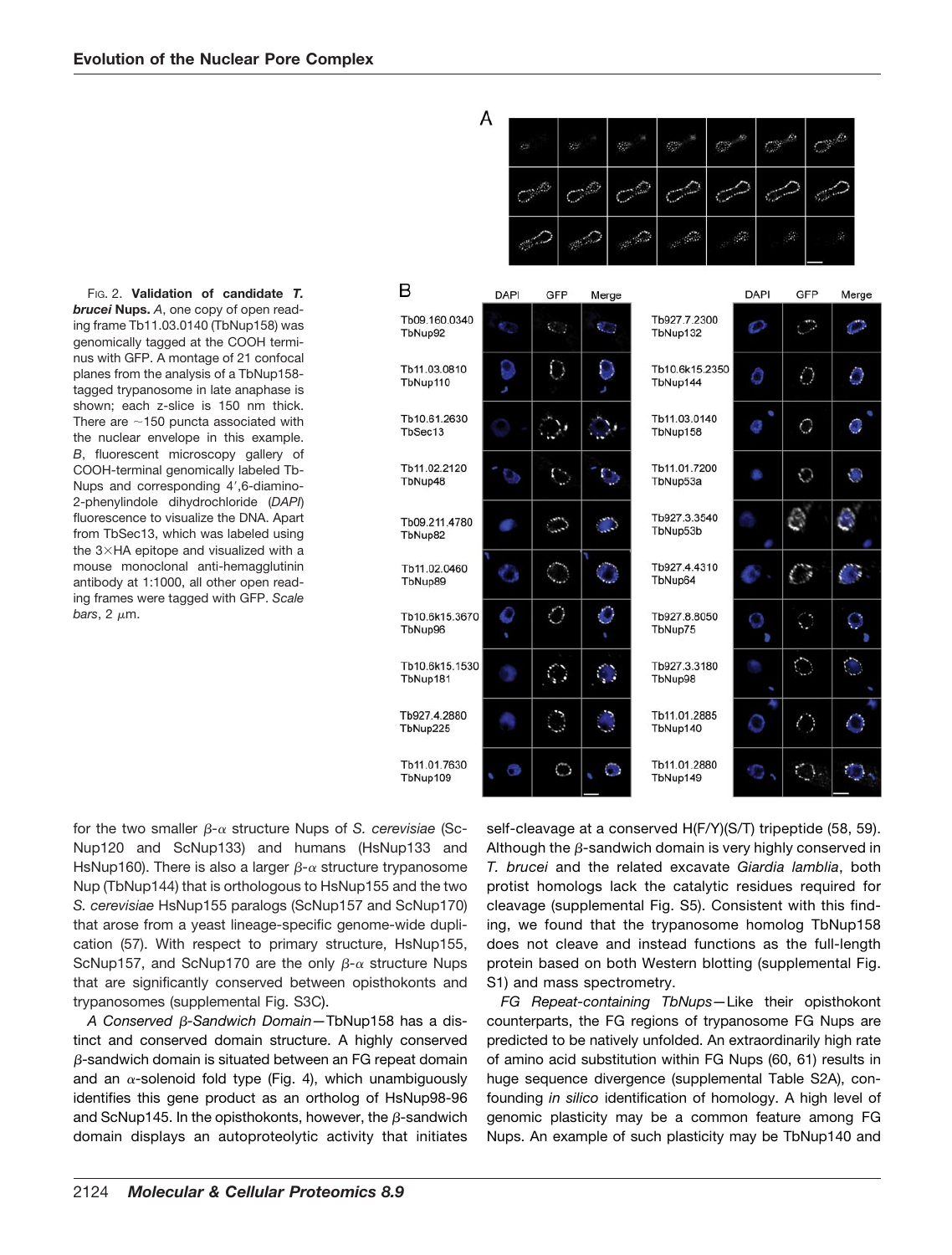FIG. 2. **Validation of candidate *T. brucei* Nups.** *A*, one copy of open reading frame Tb11.03.0140 (TbNup158) was genomically tagged at the COOH terminus with GFP. A montage of 21 confocal planes from the analysis of a TbNup158-tagged trypanosome in late anaphase is shown; each z-slice is 150 nm thick. There are ~150 puncta associated with the nuclear envelope in this example. *B*, fluorescent microscopy gallery of COOH-terminal genomically labeled TbNups and corresponding 4′,6-diamino-2-phenylindole dihydrochloride (*DAPI*) fluorescence to visualize the DNA. Apart from TbSec13, which was labeled using the 3×HA epitope and visualized with a mouse monoclonal anti-hemagglutinin antibody at 1:1000, all other open reading frames were tagged with GFP. *Scale bars*, 2 μm.

for the two smaller β-α structure Nups of *S. cerevisiae* (ScNup120 and ScNup133) and humans (HsNup133 and HsNup160). There is also a larger β-α structure trypanosome Nup (TbNup144) that is orthologous to HsNup155 and the two *S. cerevisiae* HsNup155 paralogs (ScNup157 and ScNup170) that arose from a yeast lineage-specific genome-wide duplication (57). With respect to primary structure, HsNup155, ScNup157, and ScNup170 are the only β-α structure Nups that are significantly conserved between opisthokonts and trypanosomes (supplemental Fig. S3C).

*A Conserved β-Sandwich Domain*—TbNup158 has a distinct and conserved domain structure. A highly conserved β-sandwich domain is situated between an FG repeat domain and an α-solenoid fold type (Fig. 4), which unambiguously identifies this gene product as an ortholog of HsNup98-96 and ScNup145. In the opisthokonts, however, the β-sandwich domain displays an autoproteolytic activity that initiates self-cleavage at a conserved H(F/Y)(S/T) tripeptide (58, 59). Although the β-sandwich domain is very highly conserved in *T. brucei* and the related excavate *Giardia lamblia*, both protist homologs lack the catalytic residues required for cleavage (supplemental Fig. S5). Consistent with this finding, we found that the trypanosome homolog TbNup158 does not cleave and instead functions as the full-length protein based on both Western blotting (supplemental Fig. S1) and mass spectrometry.

*FG Repeat-containing TbNups*—Like their opisthokont counterparts, the FG regions of trypanosome FG Nups are predicted to be natively unfolded. An extraordinarily high rate of amino acid substitution within FG Nups (60, 61) results in huge sequence divergence (supplemental Table S2A), confounding *in silico* identification of homology. A high level of genomic plasticity may be a common feature among FG Nups. An example of such plasticity may be TbNup140 and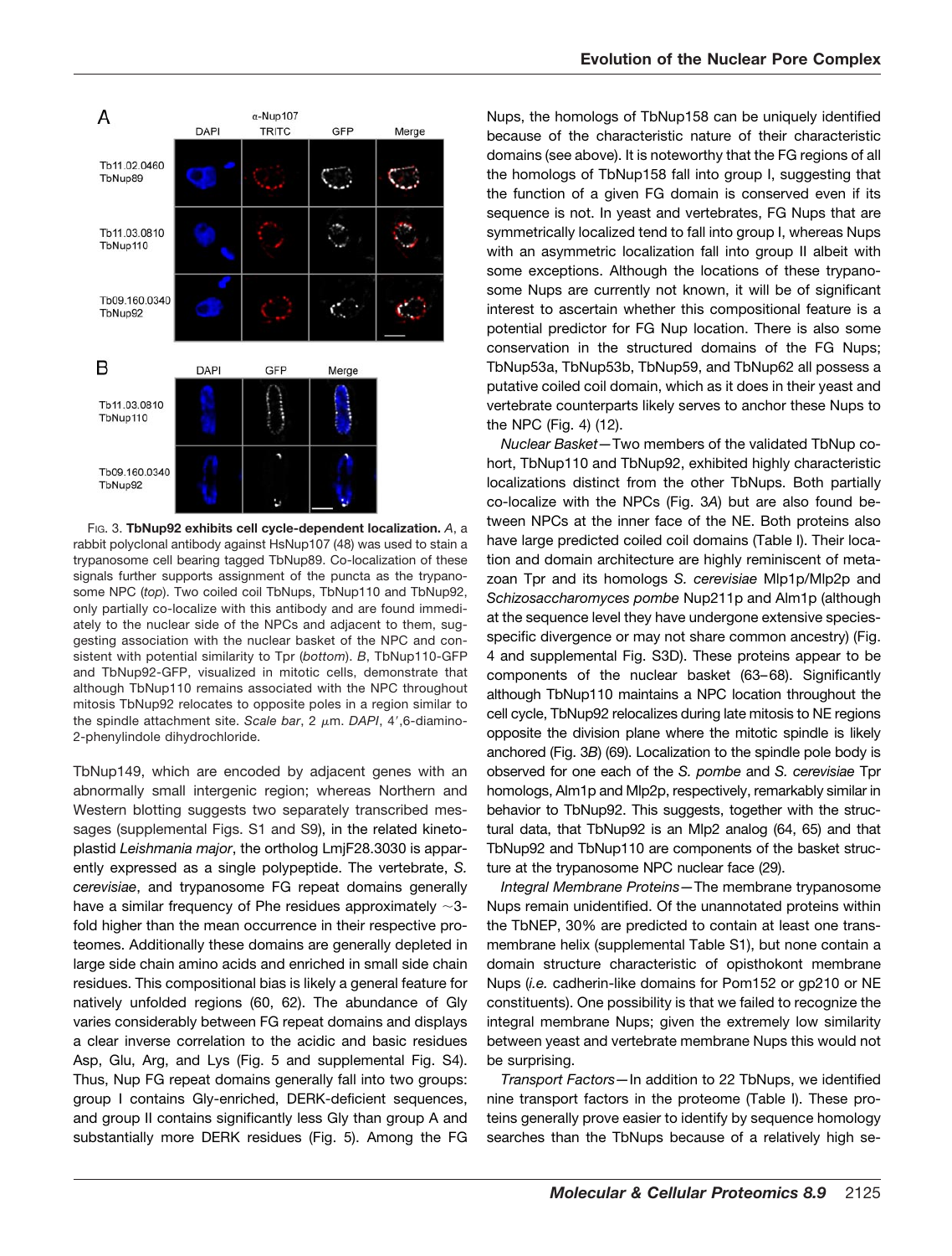FIG. 3. **TbNup92 exhibits cell cycle-dependent localization.** *A*, a rabbit polyclonal antibody against HsNup107 (48) was used to stain a trypanosome cell bearing tagged TbNup89. Co-localization of these signals further supports assignment of the puncta as the trypanosome NPC (*top*). Two coiled coil TbNups, TbNup110 and TbNup92, only partially co-localize with this antibody and are found immediately to the nuclear side of the NPCs and adjacent to them, suggesting association with the nuclear basket of the NPC and consistent with potential similarity to Tpr (*bottom*). *B*, TbNup110-GFP and TbNup92-GFP, visualized in mitotic cells, demonstrate that although TbNup110 remains associated with the NPC throughout mitosis TbNup92 relocates to opposite poles in a region similar to the spindle attachment site. *Scale bar*, 2 μm. *DAPI*, 4′,6-diamino-2-phenylindole dihydrochloride.

TbNup149, which are encoded by adjacent genes with an abnormally small intergenic region; whereas Northern and Western blotting suggests two separately transcribed messages (supplemental Figs. S1 and S9), in the related kinetoplastid *Leishmania major*, the ortholog LmjF28.3030 is apparently expressed as a single polypeptide. The vertebrate, *S. cerevisiae*, and trypanosome FG repeat domains generally have a similar frequency of Phe residues approximately ~3-fold higher than the mean occurrence in their respective proteomes. Additionally these domains are generally depleted in large side chain amino acids and enriched in small side chain residues. This compositional bias is likely a general feature for natively unfolded regions (60, 62). The abundance of Gly varies considerably between FG repeat domains and displays a clear inverse correlation to the acidic and basic residues Asp, Glu, Arg, and Lys (Fig. 5 and supplemental Fig. S4). Thus, Nup FG repeat domains generally fall into two groups: group I contains Gly-enriched, DERK-deficient sequences, and group II contains significantly less Gly than group A and substantially more DERK residues (Fig. 5). Among the FG Nups, the homologs of TbNup158 can be uniquely identified because of the characteristic nature of their characteristic domains (see above). It is noteworthy that the FG regions of all the homologs of TbNup158 fall into group I, suggesting that the function of a given FG domain is conserved even if its sequence is not. In yeast and vertebrates, FG Nups that are symmetrically localized tend to fall into group I, whereas Nups with an asymmetric localization fall into group II albeit with some exceptions. Although the locations of these trypanosome Nups are currently not known, it will be of significant interest to ascertain whether this compositional feature is a potential predictor for FG Nup location. There is also some conservation in the structured domains of the FG Nups; TbNup53a, TbNup53b, TbNup59, and TbNup62 all possess a putative coiled coil domain, which as it does in their yeast and vertebrate counterparts likely serves to anchor these Nups to the NPC (Fig. 4) (12).

*Nuclear Basket*—Two members of the validated TbNup cohort, TbNup110 and TbNup92, exhibited highly characteristic localizations distinct from the other TbNups. Both partially co-localize with the NPCs (Fig. 3*A*) but are also found between NPCs at the inner face of the NE. Both proteins also have large predicted coiled coil domains (Table I). Their location and domain architecture are highly reminiscent of metazoan Tpr and its homologs *S. cerevisiae* Mlp1p/Mlp2p and *Schizosaccharomyces pombe* Nup211p and Alm1p (although at the sequence level they have undergone extensive species-specific divergence or may not share common ancestry) (Fig. 4 and supplemental Fig. S3D). These proteins appear to be components of the nuclear basket (63–68). Significantly although TbNup110 maintains a NPC location throughout the cell cycle, TbNup92 relocalizes during late mitosis to NE regions opposite the division plane where the mitotic spindle is likely anchored (Fig. 3*B*) (69). Localization to the spindle pole body is observed for one each of the *S. pombe* and *S. cerevisiae* Tpr homologs, Alm1p and Mlp2p, respectively, remarkably similar in behavior to TbNup92. This suggests, together with the structural data, that TbNup92 is an Mlp2 analog (64, 65) and that TbNup92 and TbNup110 are components of the basket structure at the trypanosome NPC nuclear face (29).

*Integral Membrane Proteins*—The membrane trypanosome Nups remain unidentified. Of the unannotated proteins within the TbNEP, 30% are predicted to contain at least one transmembrane helix (supplemental Table S1), but none contain a domain structure characteristic of opisthokont membrane Nups (*i.e.* cadherin-like domains for Pom152 or gp210 or NE constituents). One possibility is that we failed to recognize the integral membrane Nups; given the extremely low similarity between yeast and vertebrate membrane Nups this would not be surprising.

*Transport Factors*—In addition to 22 TbNups, we identified nine transport factors in the proteome (Table I). These proteins generally prove easier to identify by sequence homology searches than the TbNups because of a relatively high se-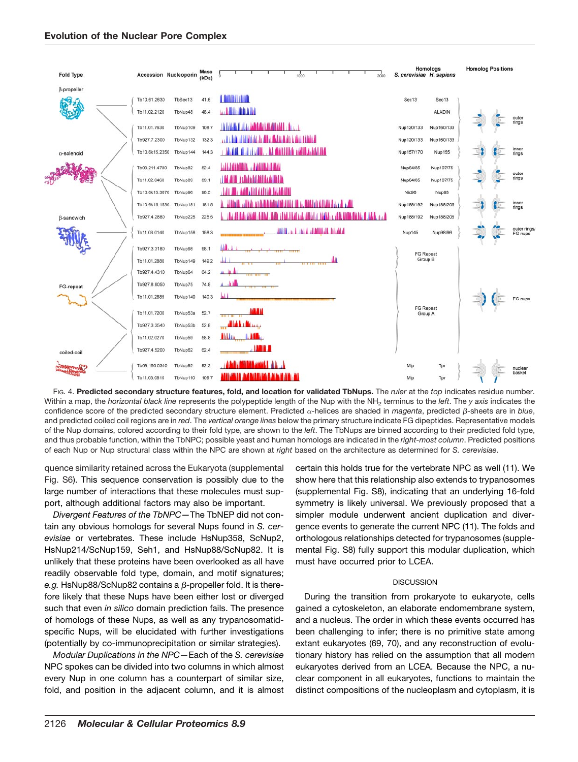FIG. 4. **Predicted secondary structure features, fold, and location for validated TbNups.** The *ruler* at the *top* indicates residue number. Within a map, the *horizontal black line* represents the polypeptide length of the Nup with the $NH_2$ terminus to the *left*. The *y axis* indicates the confidence score of the predicted secondary structure element. Predicted α-helices are shaded in *magenta*, predicted β-sheets are in *blue*, and predicted coiled coil regions are in *red*. The *vertical orange lines* below the primary structure indicate FG dipeptides. Representative models of the Nup domains, colored according to their fold type, are shown to the *left*. The TbNups are binned according to their predicted fold type, and thus probable function, within the TbNPC; possible yeast and human homologs are indicated in the *right-most column*. Predicted positions of each Nup or Nup structural class within the NPC are shown at *right* based on the architecture as determined for *S. cerevisiae*.

quence similarity retained across the Eukaryota (supplemental Fig. S6). This sequence conservation is possibly due to the large number of interactions that these molecules must support, although additional factors may also be important.

*Divergent Features of the TbNPC*—The TbNEP did not contain any obvious homologs for several Nups found in *S. cerevisiae* or vertebrates. These include HsNup358, ScNup2, HsNup214/ScNup159, Seh1, and HsNup88/ScNup82. It is unlikely that these proteins have been overlooked as all have readily observable fold type, domain, and motif signatures; *e.g.* HsNup88/ScNup82 contains a β-propeller fold. It is therefore likely that these Nups have been either lost or diverged such that even *in silico* domain prediction fails. The presence of homologs of these Nups, as well as any trypanosomatid-specific Nups, will be elucidated with further investigations (potentially by co-immunoprecipitation or similar strategies).

*Modular Duplications in the NPC*—Each of the *S. cerevisiae* NPC spokes can be divided into two columns in which almost every Nup in one column has a counterpart of similar size, fold, and position in the adjacent column, and it is almost certain this holds true for the vertebrate NPC as well (11). We show here that this relationship also extends to trypanosomes (supplemental Fig. S8), indicating that an underlying 16-fold symmetry is likely universal. We previously proposed that a simpler module underwent ancient duplication and divergence events to generate the current NPC (11). The folds and orthologous relationships detected for trypanosomes (supplemental Fig. S8) fully support this modular duplication, which must have occurred prior to LCEA.

## DISCUSSION

During the transition from prokaryote to eukaryote, cells gained a cytoskeleton, an elaborate endomembrane system, and a nucleus. The order in which these events occurred has been challenging to infer; there is no primitive state among extant eukaryotes (69, 70), and any reconstruction of evolutionary history has relied on the assumption that all modern eukaryotes derived from an LCEA. Because the NPC, a nuclear component in all eukaryotes, functions to maintain the distinct compositions of the nucleoplasm and cytoplasm, it is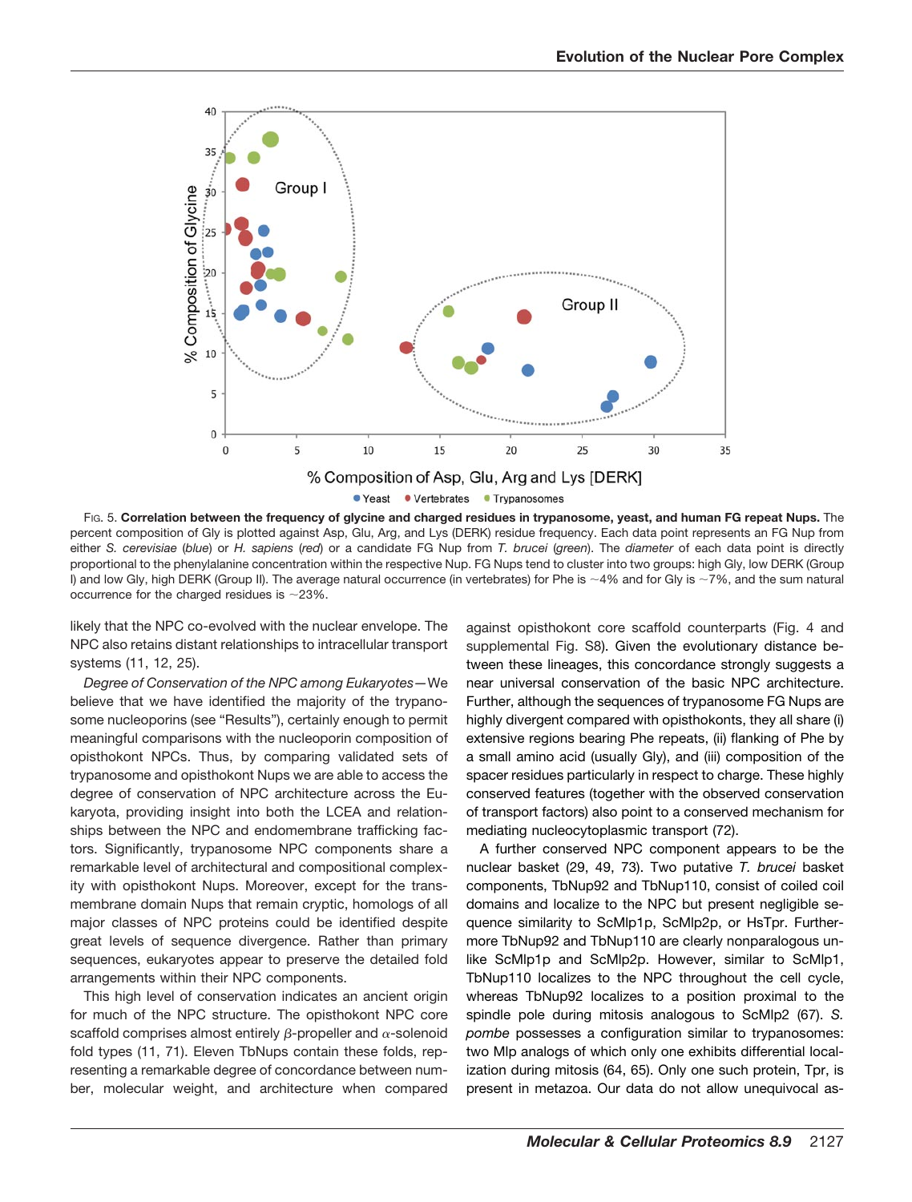FIG. 5. **Correlation between the frequency of glycine and charged residues in trypanosome, yeast, and human FG repeat Nups.** The percent composition of Gly is plotted against Asp, Glu, Arg, and Lys (DERK) residue frequency. Each data point represents an FG Nup from either *S. cerevisiae* (*blue*) or *H. sapiens* (*red*) or a candidate FG Nup from *T. brucei* (*green*). The *diameter* of each data point is directly proportional to the phenylalanine concentration within the respective Nup. FG Nups tend to cluster into two groups: high Gly, low DERK (Group I) and low Gly, high DERK (Group II). The average natural occurrence (in vertebrates) for Phe is ~4% and for Gly is ~7%, and the sum natural occurrence for the charged residues is ~23%.

likely that the NPC co-evolved with the nuclear envelope. The NPC also retains distant relationships to intracellular transport systems (11, 12, 25).

*Degree of Conservation of the NPC among Eukaryotes*—We believe that we have identified the majority of the trypanosome nucleoporins (see "Results"), certainly enough to permit meaningful comparisons with the nucleoporin composition of opisthokont NPCs. Thus, by comparing validated sets of trypanosome and opisthokont Nups we are able to access the degree of conservation of NPC architecture across the Eukaryota, providing insight into both the LCEA and relationships between the NPC and endomembrane trafficking factors. Significantly, trypanosome NPC components share a remarkable level of architectural and compositional complexity with opisthokont Nups. Moreover, except for the transmembrane domain Nups that remain cryptic, homologs of all major classes of NPC proteins could be identified despite great levels of sequence divergence. Rather than primary sequences, eukaryotes appear to preserve the detailed fold arrangements within their NPC components.

This high level of conservation indicates an ancient origin for much of the NPC structure. The opisthokont NPC core scaffold comprises almost entirely $\beta$-propeller and $\alpha$-solenoid fold types (11, 71). Eleven TbNups contain these folds, representing a remarkable degree of concordance between number, molecular weight, and architecture when compared against opisthokont core scaffold counterparts (Fig. 4 and supplemental Fig. S8). Given the evolutionary distance between these lineages, this concordance strongly suggests a near universal conservation of the basic NPC architecture. Further, although the sequences of trypanosome FG Nups are highly divergent compared with opisthokonts, they all share (i) extensive regions bearing Phe repeats, (ii) flanking of Phe by a small amino acid (usually Gly), and (iii) composition of the spacer residues particularly in respect to charge. These highly conserved features (together with the observed conservation of transport factors) also point to a conserved mechanism for mediating nucleocytoplasmic transport (72).

A further conserved NPC component appears to be the nuclear basket (29, 49, 73). Two putative *T. brucei* basket components, TbNup92 and TbNup110, consist of coiled coil domains and localize to the NPC but present negligible sequence similarity to ScMlp1p, ScMlp2p, or HsTpr. Furthermore TbNup92 and TbNup110 are clearly nonparalogous unlike ScMlp1p and ScMlp2p. However, similar to ScMlp1, TbNup110 localizes to the NPC throughout the cell cycle, whereas TbNup92 localizes to a position proximal to the spindle pole during mitosis analogous to ScMlp2 (67). *S. pombe* possesses a configuration similar to trypanosomes: two Mlp analogs of which only one exhibits differential localization during mitosis (64, 65). Only one such protein, Tpr, is present in metazoa. Our data do not allow unequivocal as-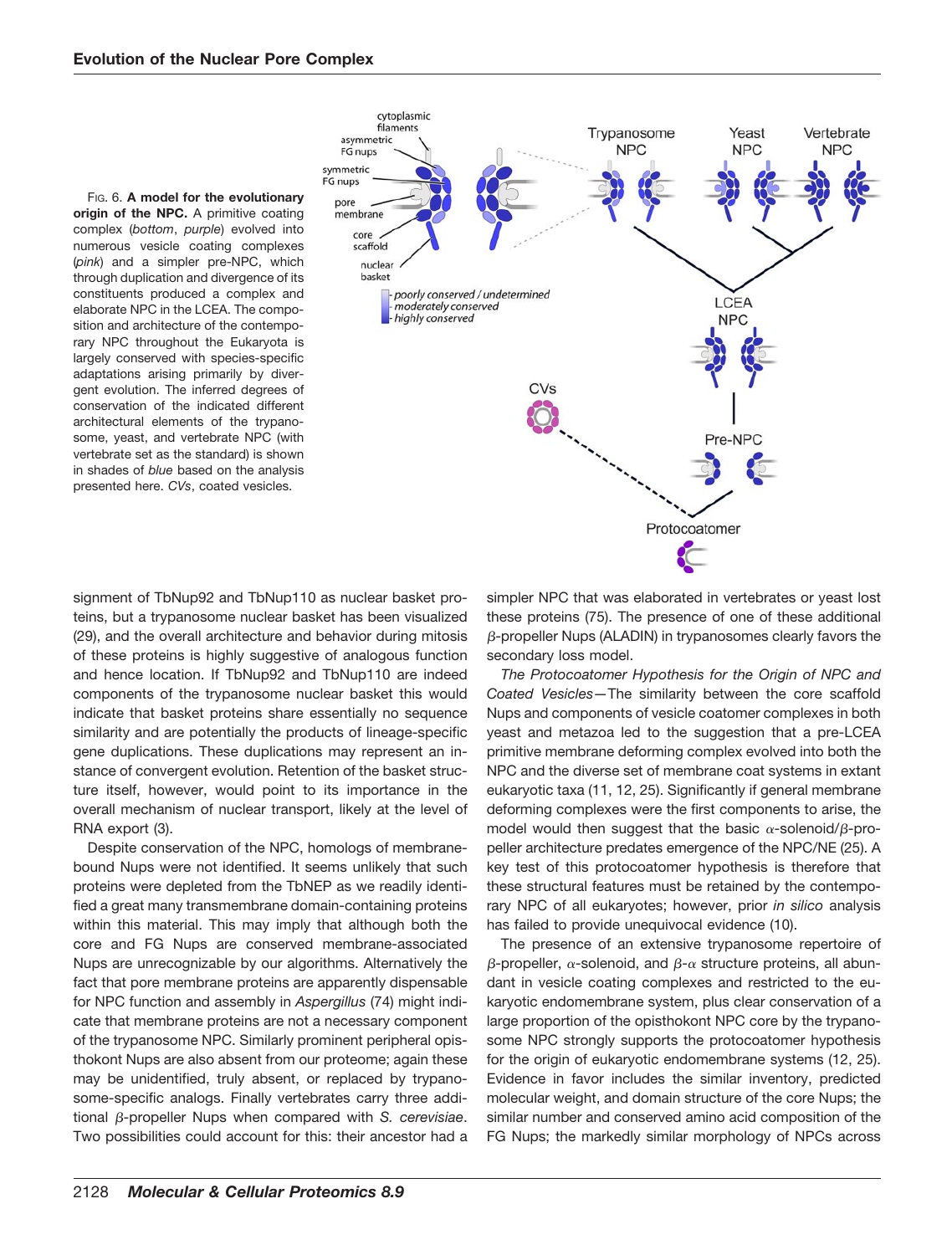FIG. 6. **A model for the evolutionary origin of the NPC.** A primitive coating complex (*bottom*, *purple*) evolved into numerous vesicle coating complexes (*pink*) and a simpler pre-NPC, which through duplication and divergence of its constituents produced a complex and elaborate NPC in the LCEA. The composition and architecture of the contemporary NPC throughout the Eukaryota is largely conserved with species-specific adaptations arising primarily by divergent evolution. The inferred degrees of conservation of the indicated different architectural elements of the trypanosome, yeast, and vertebrate NPC (with vertebrate set as the standard) is shown in shades of *blue* based on the analysis presented here. *CVs*, coated vesicles.

signment of TbNup92 and TbNup110 as nuclear basket proteins, but a trypanosome nuclear basket has been visualized (29), and the overall architecture and behavior during mitosis of these proteins is highly suggestive of analogous function and hence location. If TbNup92 and TbNup110 are indeed components of the trypanosome nuclear basket this would indicate that basket proteins share essentially no sequence similarity and are potentially the products of lineage-specific gene duplications. These duplications may represent an instance of convergent evolution. Retention of the basket structure itself, however, would point to its importance in the overall mechanism of nuclear transport, likely at the level of RNA export (3).

Despite conservation of the NPC, homologs of membrane-bound Nups were not identified. It seems unlikely that such proteins were depleted from the TbNEP as we readily identified a great many transmembrane domain-containing proteins within this material. This may imply that although both the core and FG Nups are conserved membrane-associated Nups are unrecognizable by our algorithms. Alternatively the fact that pore membrane proteins are apparently dispensable for NPC function and assembly in *Aspergillus* (74) might indicate that membrane proteins are not a necessary component of the trypanosome NPC. Similarly prominent peripheral opisthokont Nups are also absent from our proteome; again these may be unidentified, truly absent, or replaced by trypanosome-specific analogs. Finally vertebrates carry three additional $\beta$-propeller Nups when compared with *S. cerevisiae*. Two possibilities could account for this: their ancestor had a simpler NPC that was elaborated in vertebrates or yeast lost these proteins (75). The presence of one of these additional $\beta$-propeller Nups (ALADIN) in trypanosomes clearly favors the secondary loss model.

*The Protocoatomer Hypothesis for the Origin of NPC and Coated Vesicles*—The similarity between the core scaffold Nups and components of vesicle coatomer complexes in both yeast and metazoa led to the suggestion that a pre-LCEA primitive membrane deforming complex evolved into both the NPC and the diverse set of membrane coat systems in extant eukaryotic taxa (11, 12, 25). Significantly if general membrane deforming complexes were the first components to arise, the model would then suggest that the basic $\alpha$-solenoid/$\beta$-propeller architecture predates emergence of the NPC/NE (25). A key test of this protocoatomer hypothesis is therefore that these structural features must be retained by the contemporary NPC of all eukaryotes; however, prior *in silico* analysis has failed to provide unequivocal evidence (10).

The presence of an extensive trypanosome repertoire of $\beta$-propeller, $\alpha$-solenoid, and $\beta$-$\alpha$ structure proteins, all abundant in vesicle coating complexes and restricted to the eukaryotic endomembrane system, plus clear conservation of a large proportion of the opisthokont NPC core by the trypanosome NPC strongly supports the protocoatomer hypothesis for the origin of eukaryotic endomembrane systems (12, 25). Evidence in favor includes the similar inventory, predicted molecular weight, and domain structure of the core Nups; the similar number and conserved amino acid composition of the FG Nups; the markedly similar morphology of NPCs across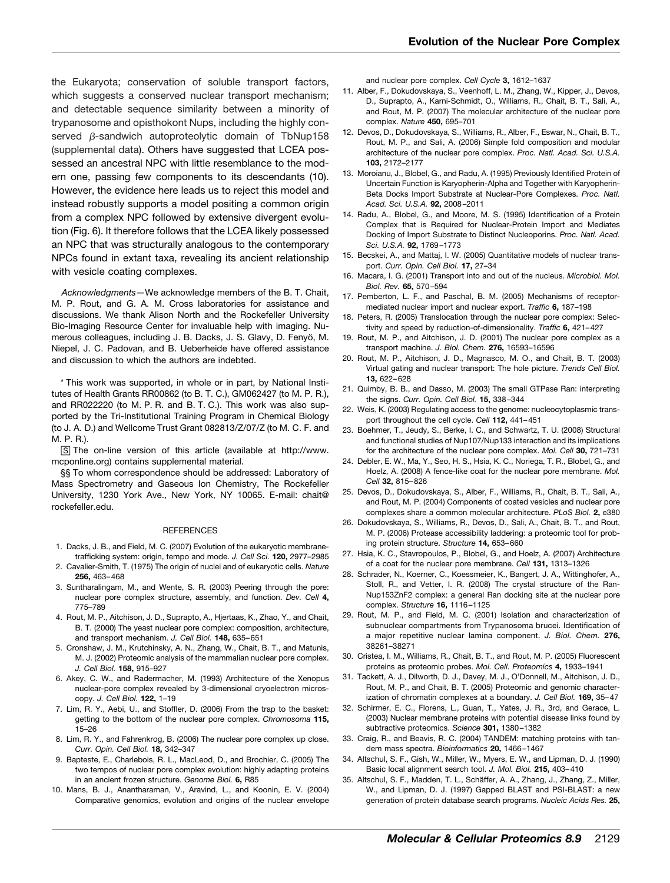the Eukaryota; conservation of soluble transport factors, which suggests a conserved nuclear transport mechanism; and detectable sequence similarity between a minority of trypanosome and opisthokont Nups, including the highly conserved β-sandwich autoproteolytic domain of TbNup158 (supplemental data). Others have suggested that LCEA possessed an ancestral NPC with little resemblance to the modern one, passing few components to its descendants (10). However, the evidence here leads us to reject this model and instead robustly supports a model positing a common origin from a complex NPC followed by extensive divergent evolution (Fig. 6). It therefore follows that the LCEA likely possessed an NPC that was structurally analogous to the contemporary NPCs found in extant taxa, revealing its ancient relationship with vesicle coating complexes.

*Acknowledgments*—We acknowledge members of the B. T. Chait, M. P. Rout, and G. A. M. Cross laboratories for assistance and discussions. We thank Alison North and the Rockefeller University Bio-Imaging Resource Center for invaluable help with imaging. Numerous colleagues, including J. B. Dacks, J. S. Glavy, D. Fenyö, M. Niepel, J. C. Padovan, and B. Ueberheide have offered assistance and discussion to which the authors are indebted.

\* This work was supported, in whole or in part, by National Institutes of Health Grants RR00862 (to B. T. C.), GM062427 (to M. P. R.), and RR022220 (to M. P. R. and B. T. C.). This work was also supported by the Tri-Institutional Training Program in Chemical Biology (to J. A. D.) and Wellcome Trust Grant 082813/Z/07/Z (to M. C. F. and M. P. R.).

[S] The on-line version of this article (available at http://www.mcponline.org) contains supplemental material.

§§ To whom correspondence should be addressed: Laboratory of Mass Spectrometry and Gaseous Ion Chemistry, The Rockefeller University, 1230 York Ave., New York, NY 10065. E-mail: chait@rockefeller.edu.

## REFERENCES

1. Dacks, J. B., and Field, M. C. (2007) Evolution of the eukaryotic membrane-trafficking system: origin, tempo and mode. *J. Cell Sci.* **120,** 2977–2985
2. Cavalier-Smith, T. (1975) The origin of nuclei and of eukaryotic cells. *Nature* **256,** 463–468
3. Suntharalingam, M., and Wente, S. R. (2003) Peering through the pore: nuclear pore complex structure, assembly, and function. *Dev. Cell* **4,** 775–789
4. Rout, M. P., Aitchison, J. D., Suprapto, A., Hjertaas, K., Zhao, Y., and Chait, B. T. (2000) The yeast nuclear pore complex: composition, architecture, and transport mechanism. *J. Cell Biol.* **148,** 635–651
5. Cronshaw, J. M., Krutchinsky, A. N., Zhang, W., Chait, B. T., and Matunis, M. J. (2002) Proteomic analysis of the mammalian nuclear pore complex. *J. Cell Biol.* **158,** 915–927
6. Akey, C. W., and Radermacher, M. (1993) Architecture of the Xenopus nuclear-pore complex revealed by 3-dimensional cryoelectron microscopy. *J. Cell Biol.* **122,** 1–19
7. Lim, R. Y., Aebi, U., and Stoffler, D. (2006) From the trap to the basket: getting to the bottom of the nuclear pore complex. *Chromosoma* **115,** 15–26
8. Lim, R. Y., and Fahrenkrog, B. (2006) The nuclear pore complex up close. *Curr. Opin. Cell Biol.* **18,** 342–347
9. Bapteste, E., Charlebois, R. L., MacLeod, D., and Brochier, C. (2005) The two tempos of nuclear pore complex evolution: highly adapting proteins in an ancient frozen structure. *Genome Biol.* **6,** R85
10. Mans, B. J., Anantharaman, V., Aravind, L., and Koonin, E. V. (2004) Comparative genomics, evolution and origins of the nuclear envelope and nuclear pore complex. *Cell Cycle* **3,** 1612–1637
11. Alber, F., Dokudovskaya, S., Veenhoff, L. M., Zhang, W., Kipper, J., Devos, D., Suprapto, A., Karni-Schmidt, O., Williams, R., Chait, B. T., Sali, A., and Rout, M. P. (2007) The molecular architecture of the nuclear pore complex. *Nature* **450,** 695–701
12. Devos, D., Dokudovskaya, S., Williams, R., Alber, F., Eswar, N., Chait, B. T., Rout, M. P., and Sali, A. (2006) Simple fold composition and modular architecture of the nuclear pore complex. *Proc. Natl. Acad. Sci. U.S.A.* **103,** 2172–2177
13. Moroianu, J., Blobel, G., and Radu, A. (1995) Previously Identified Protein of Uncertain Function is Karyopherin-Alpha and Together with Karyopherin-Beta Docks Import Substrate at Nuclear-Pore Complexes. *Proc. Natl. Acad. Sci. U.S.A.* **92,** 2008–2011
14. Radu, A., Blobel, G., and Moore, M. S. (1995) Identification of a Protein Complex that is Required for Nuclear-Protein Import and Mediates Docking of Import Substrate to Distinct Nucleoporins. *Proc. Natl. Acad. Sci. U.S.A.* **92,** 1769–1773
15. Becskei, A., and Mattaj, I. W. (2005) Quantitative models of nuclear transport. *Curr. Opin. Cell Biol.* **17,** 27–34
16. Macara, I. G. (2001) Transport into and out of the nucleus. *Microbiol. Mol. Biol. Rev.* **65,** 570–594
17. Pemberton, L. F., and Paschal, B. M. (2005) Mechanisms of receptor-mediated nuclear import and nuclear export. *Traffic* **6,** 187–198
18. Peters, R. (2005) Translocation through the nuclear pore complex: Selectivity and speed by reduction-of-dimensionality. *Traffic* **6,** 421–427
19. Rout, M. P., and Aitchison, J. D. (2001) The nuclear pore complex as a transport machine. *J. Biol. Chem.* **276,** 16593–16596
20. Rout, M. P., Aitchison, J. D., Magnasco, M. O., and Chait, B. T. (2003) Virtual gating and nuclear transport: The hole picture. *Trends Cell Biol.* **13,** 622–628
21. Quimby, B. B., and Dasso, M. (2003) The small GTPase Ran: interpreting the signs. *Curr. Opin. Cell Biol.* **15,** 338–344
22. Weis, K. (2003) Regulating access to the genome: nucleocytoplasmic transport throughout the cell cycle. *Cell* **112,** 441–451
23. Boehmer, T., Jeudy, S., Berke, I. C., and Schwartz, T. U. (2008) Structural and functional studies of Nup107/Nup133 interaction and its implications for the architecture of the nuclear pore complex. *Mol. Cell* **30,** 721–731
24. Debler, E. W., Ma, Y., Seo, H. S., Hsia, K. C., Noriega, T. R., Blobel, G., and Hoelz, A. (2008) A fence-like coat for the nuclear pore membrane. *Mol. Cell* **32,** 815–826
25. Devos, D., Dokudovskaya, S., Alber, F., Williams, R., Chait, B. T., Sali, A., and Rout, M. P. (2004) Components of coated vesicles and nuclear pore complexes share a common molecular architecture. *PLoS Biol.* **2,** e380
26. Dokudovskaya, S., Williams, R., Devos, D., Sali, A., Chait, B. T., and Rout, M. P. (2006) Protease accessibility laddering: a proteomic tool for probing protein structure. *Structure* **14,** 653–660
27. Hsia, K. C., Stavropoulos, P., Blobel, G., and Hoelz, A. (2007) Architecture of a coat for the nuclear pore membrane. *Cell* **131,** 1313–1326
28. Schrader, N., Koerner, C., Koessmeier, K., Bangert, J. A., Wittinghofer, A., Stoll, R., and Vetter, I. R. (2008) The crystal structure of the Ran-Nup153ZnF2 complex: a general Ran docking site at the nuclear pore complex. *Structure* **16,** 1116–1125
29. Rout, M. P., and Field, M. C. (2001) Isolation and characterization of subnuclear compartments from Trypanosoma brucei. Identification of a major repetitive nuclear lamina component. *J. Biol. Chem.* **276,** 38261–38271
30. Cristea, I. M., Williams, R., Chait, B. T., and Rout, M. P. (2005) Fluorescent proteins as proteomic probes. *Mol. Cell. Proteomics* **4,** 1933–1941
31. Tackett, A. J., Dilworth, D. J., Davey, M. J., O'Donnell, M., Aitchison, J. D., Rout, M. P., and Chait, B. T. (2005) Proteomic and genomic characterization of chromatin complexes at a boundary. *J. Cell Biol.* **169,** 35–47
32. Schirmer, E. C., Florens, L., Guan, T., Yates, J. R., 3rd, and Gerace, L. (2003) Nuclear membrane proteins with potential disease links found by subtractive proteomics. *Science* **301,** 1380–1382
33. Craig, R., and Beavis, R. C. (2004) TANDEM: matching proteins with tandem mass spectra. *Bioinformatics* **20,** 1466–1467
34. Altschul, S. F., Gish, W., Miller, W., Myers, E. W., and Lipman, D. J. (1990) Basic local alignment search tool. *J. Mol. Biol.* **215,** 403–410
35. Altschul, S. F., Madden, T. L., Schäffer, A. A., Zhang, J., Zhang, Z., Miller, W., and Lipman, D. J. (1997) Gapped BLAST and PSI-BLAST: a new generation of protein database search programs. *Nucleic Acids Res.* **25,**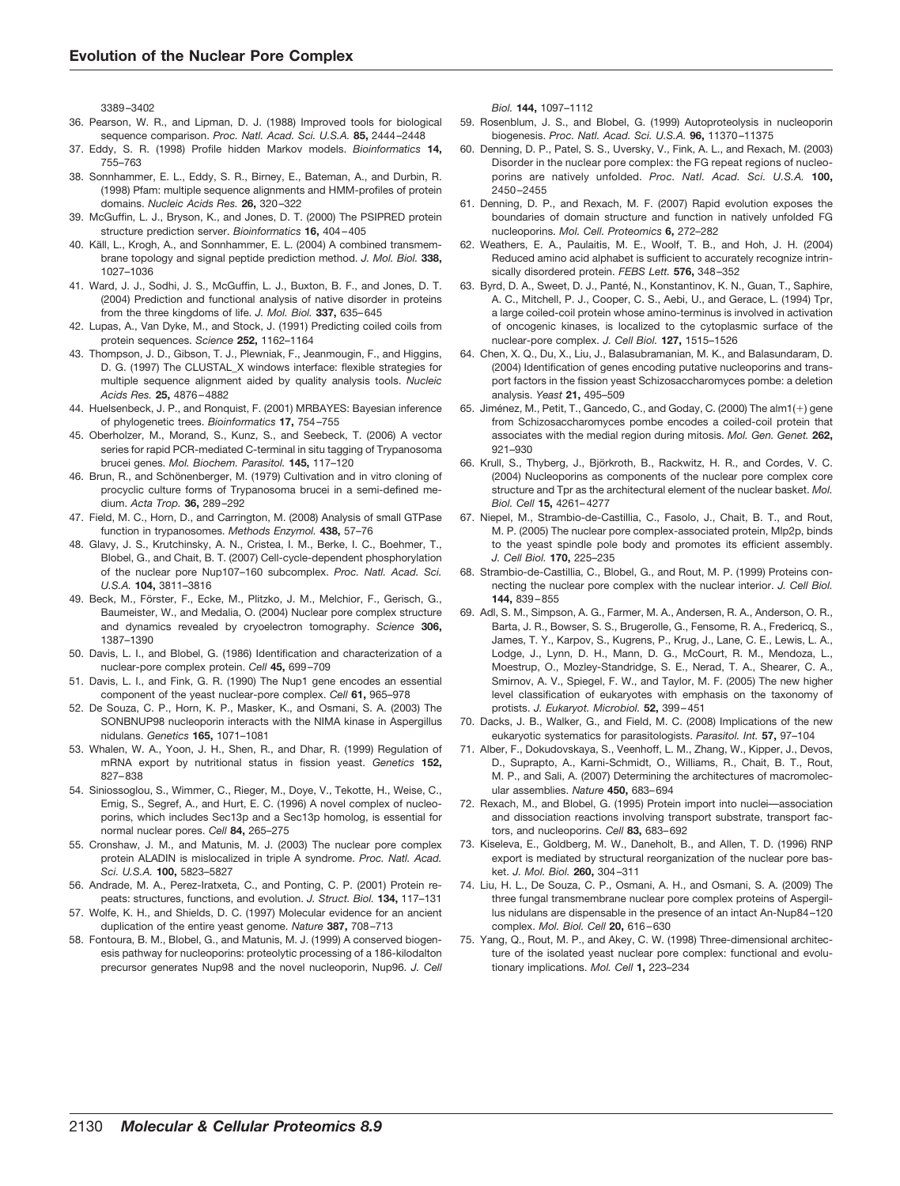3389–3402

36. Pearson, W. R., and Lipman, D. J. (1988) Improved tools for biological sequence comparison. *Proc. Natl. Acad. Sci. U.S.A.* **85,** 2444–2448
37. Eddy, S. R. (1998) Profile hidden Markov models. *Bioinformatics* **14,** 755–763
38. Sonnhammer, E. L., Eddy, S. R., Birney, E., Bateman, A., and Durbin, R. (1998) Pfam: multiple sequence alignments and HMM-profiles of protein domains. *Nucleic Acids Res.* **26,** 320–322
39. McGuffin, L. J., Bryson, K., and Jones, D. T. (2000) The PSIPRED protein structure prediction server. *Bioinformatics* **16,** 404–405
40. Käll, L., Krogh, A., and Sonnhammer, E. L. (2004) A combined transmembrane topology and signal peptide prediction method. *J. Mol. Biol.* **338,** 1027–1036
41. Ward, J. J., Sodhi, J. S., McGuffin, L. J., Buxton, B. F., and Jones, D. T. (2004) Prediction and functional analysis of native disorder in proteins from the three kingdoms of life. *J. Mol. Biol.* **337,** 635–645
42. Lupas, A., Van Dyke, M., and Stock, J. (1991) Predicting coiled coils from protein sequences. *Science* **252,** 1162–1164
43. Thompson, J. D., Gibson, T. J., Plewniak, F., Jeanmougin, F., and Higgins, D. G. (1997) The CLUSTAL_X windows interface: flexible strategies for multiple sequence alignment aided by quality analysis tools. *Nucleic Acids Res.* **25,** 4876–4882
44. Huelsenbeck, J. P., and Ronquist, F. (2001) MRBAYES: Bayesian inference of phylogenetic trees. *Bioinformatics* **17,** 754–755
45. Oberholzer, M., Morand, S., Kunz, S., and Seebeck, T. (2006) A vector series for rapid PCR-mediated C-terminal in situ tagging of Trypanosoma brucei genes. *Mol. Biochem. Parasitol.* **145,** 117–120
46. Brun, R., and Schönenberger, M. (1979) Cultivation and in vitro cloning of procyclic culture forms of Trypanosoma brucei in a semi-defined medium. *Acta Trop.* **36,** 289–292
47. Field, M. C., Horn, D., and Carrington, M. (2008) Analysis of small GTPase function in trypanosomes. *Methods Enzymol.* **438,** 57–76
48. Glavy, J. S., Krutchinsky, A. N., Cristea, I. M., Berke, I. C., Boehmer, T., Blobel, G., and Chait, B. T. (2007) Cell-cycle-dependent phosphorylation of the nuclear pore Nup107–160 subcomplex. *Proc. Natl. Acad. Sci. U.S.A.* **104,** 3811–3816
49. Beck, M., Förster, F., Ecke, M., Plitzko, J. M., Melchior, F., Gerisch, G., Baumeister, W., and Medalia, O. (2004) Nuclear pore complex structure and dynamics revealed by cryoelectron tomography. *Science* **306,** 1387–1390
50. Davis, L. I., and Blobel, G. (1986) Identification and characterization of a nuclear-pore complex protein. *Cell* **45,** 699–709
51. Davis, L. I., and Fink, G. R. (1990) The Nup1 gene encodes an essential component of the yeast nuclear-pore complex. *Cell* **61,** 965–978
52. De Souza, C. P., Horn, K. P., Masker, K., and Osmani, S. A. (2003) The SONBNUP98 nucleoporin interacts with the NIMA kinase in Aspergillus nidulans. *Genetics* **165,** 1071–1081
53. Whalen, W. A., Yoon, J. H., Shen, R., and Dhar, R. (1999) Regulation of mRNA export by nutritional status in fission yeast. *Genetics* **152,** 827–838
54. Siniossoglou, S., Wimmer, C., Rieger, M., Doye, V., Tekotte, H., Weise, C., Emig, S., Segref, A., and Hurt, E. C. (1996) A novel complex of nucleoporins, which includes Sec13p and a Sec13p homolog, is essential for normal nuclear pores. *Cell* **84,** 265–275
55. Cronshaw, J. M., and Matunis, M. J. (2003) The nuclear pore complex protein ALADIN is mislocalized in triple A syndrome. *Proc. Natl. Acad. Sci. U.S.A.* **100,** 5823–5827
56. Andrade, M. A., Perez-Iratxeta, C., and Ponting, C. P. (2001) Protein repeats: structures, functions, and evolution. *J. Struct. Biol.* **134,** 117–131
57. Wolfe, K. H., and Shields, D. C. (1997) Molecular evidence for an ancient duplication of the entire yeast genome. *Nature* **387,** 708–713
58. Fontoura, B. M., Blobel, G., and Matunis, M. J. (1999) A conserved biogenesis pathway for nucleoporins: proteolytic processing of a 186-kilodalton precursor generates Nup98 and the novel nucleoporin, Nup96. *J. Cell Biol.* **144,** 1097–1112
59. Rosenblum, J. S., and Blobel, G. (1999) Autoproteolysis in nucleoporin biogenesis. *Proc. Natl. Acad. Sci. U.S.A.* **96,** 11370–11375
60. Denning, D. P., Patel, S. S., Uversky, V., Fink, A. L., and Rexach, M. (2003) Disorder in the nuclear pore complex: the FG repeat regions of nucleoporins are natively unfolded. *Proc. Natl. Acad. Sci. U.S.A.* **100,** 2450–2455
61. Denning, D. P., and Rexach, M. F. (2007) Rapid evolution exposes the boundaries of domain structure and function in natively unfolded FG nucleoporins. *Mol. Cell. Proteomics* **6,** 272–282
62. Weathers, E. A., Paulaitis, M. E., Woolf, T. B., and Hoh, J. H. (2004) Reduced amino acid alphabet is sufficient to accurately recognize intrinsically disordered protein. *FEBS Lett.* **576,** 348–352
63. Byrd, D. A., Sweet, D. J., Panté, N., Konstantinov, K. N., Guan, T., Saphire, A. C., Mitchell, P. J., Cooper, C. S., Aebi, U., and Gerace, L. (1994) Tpr, a large coiled-coil protein whose amino-terminus is involved in activation of oncogenic kinases, is localized to the cytoplasmic surface of the nuclear-pore complex. *J. Cell Biol.* **127,** 1515–1526
64. Chen, X. Q., Du, X., Liu, J., Balasubramanian, M. K., and Balasundaram, D. (2004) Identification of genes encoding putative nucleoporins and transport factors in the fission yeast Schizosaccharomyces pombe: a deletion analysis. *Yeast* **21,** 495–509
65. Jiménez, M., Petit, T., Gancedo, C., and Goday, C. (2000) The alm1(+) gene from Schizosaccharomyces pombe encodes a coiled-coil protein that associates with the medial region during mitosis. *Mol. Gen. Genet.* **262,** 921–930
66. Krull, S., Thyberg, J., Björkroth, B., Rackwitz, H. R., and Cordes, V. C. (2004) Nucleoporins as components of the nuclear pore complex core structure and Tpr as the architectural element of the nuclear basket. *Mol. Biol. Cell* **15,** 4261–4277
67. Niepel, M., Strambio-de-Castillia, C., Fasolo, J., Chait, B. T., and Rout, M. P. (2005) The nuclear pore complex-associated protein, Mlp2p, binds to the yeast spindle pole body and promotes its efficient assembly. *J. Cell Biol.* **170,** 225–235
68. Strambio-de-Castillia, C., Blobel, G., and Rout, M. P. (1999) Proteins connecting the nuclear pore complex with the nuclear interior. *J. Cell Biol.* **144,** 839–855
69. Adl, S. M., Simpson, A. G., Farmer, M. A., Andersen, R. A., Anderson, O. R., Barta, J. R., Bowser, S. S., Brugerolle, G., Fensome, R. A., Fredericq, S., James, T. Y., Karpov, S., Kugrens, P., Krug, J., Lane, C. E., Lewis, L. A., Lodge, J., Lynn, D. H., Mann, D. G., McCourt, R. M., Mendoza, L., Moestrup, O., Mozley-Standridge, S. E., Nerad, T. A., Shearer, C. A., Smirnov, A. V., Spiegel, F. W., and Taylor, M. F. (2005) The new higher level classification of eukaryotes with emphasis on the taxonomy of protists. *J. Eukaryot. Microbiol.* **52,** 399–451
70. Dacks, J. B., Walker, G., and Field, M. C. (2008) Implications of the new eukaryotic systematics for parasitologists. *Parasitol. Int.* **57,** 97–104
71. Alber, F., Dokudovskaya, S., Veenhoff, L. M., Zhang, W., Kipper, J., Devos, D., Suprapto, A., Karni-Schmidt, O., Williams, R., Chait, B. T., Rout, M. P., and Sali, A. (2007) Determining the architectures of macromolecular assemblies. *Nature* **450,** 683–694
72. Rexach, M., and Blobel, G. (1995) Protein import into nuclei—association and dissociation reactions involving transport substrate, transport factors, and nucleoporins. *Cell* **83,** 683–692
73. Kiseleva, E., Goldberg, M. W., Daneholt, B., and Allen, T. D. (1996) RNP export is mediated by structural reorganization of the nuclear pore basket. *J. Mol. Biol.* **260,** 304–311
74. Liu, H. L., De Souza, C. P., Osmani, A. H., and Osmani, S. A. (2009) The three fungal transmembrane nuclear pore complex proteins of Aspergillus nidulans are dispensable in the presence of an intact An-Nup84–120 complex. *Mol. Biol. Cell* **20,** 616–630
75. Yang, Q., Rout, M. P., and Akey, C. W. (1998) Three-dimensional architecture of the isolated yeast nuclear pore complex: functional and evolutionary implications. *Mol. Cell* **1,** 223–234